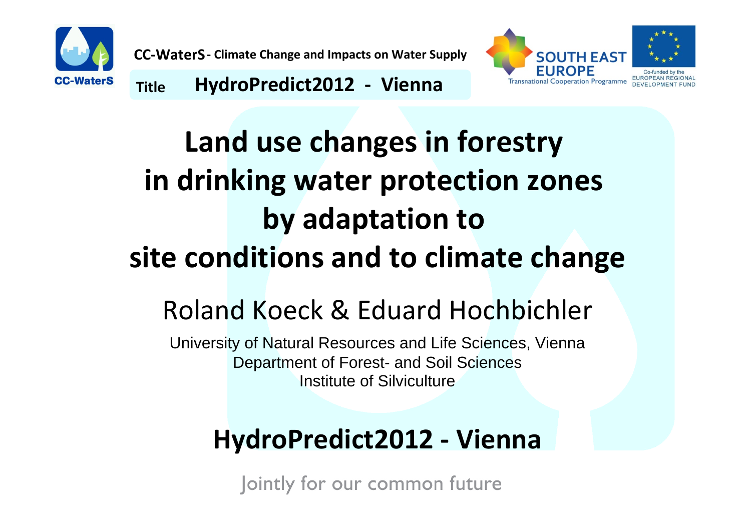CC-WaterS - Climate Change and Impacts on Water Supply

Title HydroPredict2012 - Vienna

SOUTH EAST EUROPE
Transnational Cooperation Programme

Co-funded by the EUROPEAN REGIONAL DEVELOPMENT FUND

# Land use changes in forestry in drinking water protection zones by adaptation to site conditions and to climate change

## Roland Koeck & Eduard Hochbichler

University of Natural Resources and Life Sciences, Vienna
Department of Forest- and Soil Sciences
Institute of Silviculture

## HydroPredict2012 - Vienna

Jointly for our common future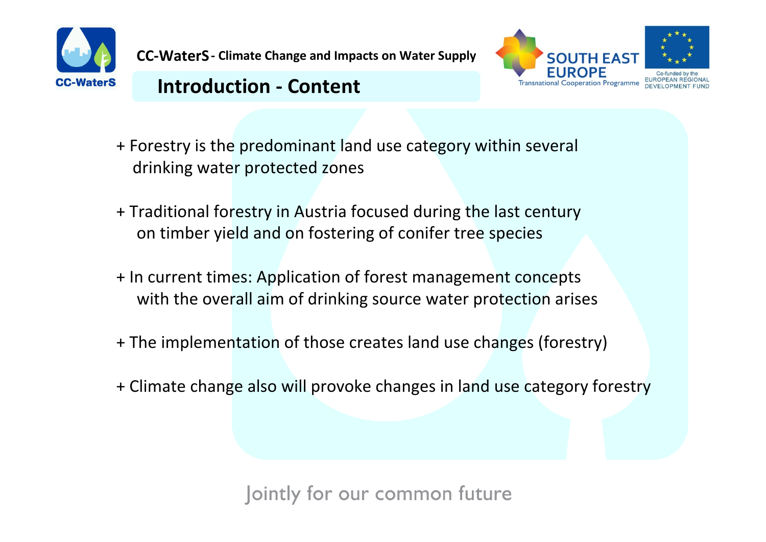## Introduction - Content

+ Forestry is the predominant land use category within several drinking water protected zones

+ Traditional forestry in Austria focused during the last century on timber yield and on fostering of conifer tree species

+ In current times: Application of forest management concepts with the overall aim of drinking source water protection arises

+ The implementation of those creates land use changes (forestry)

+ Climate change also will provoke changes in land use category forestry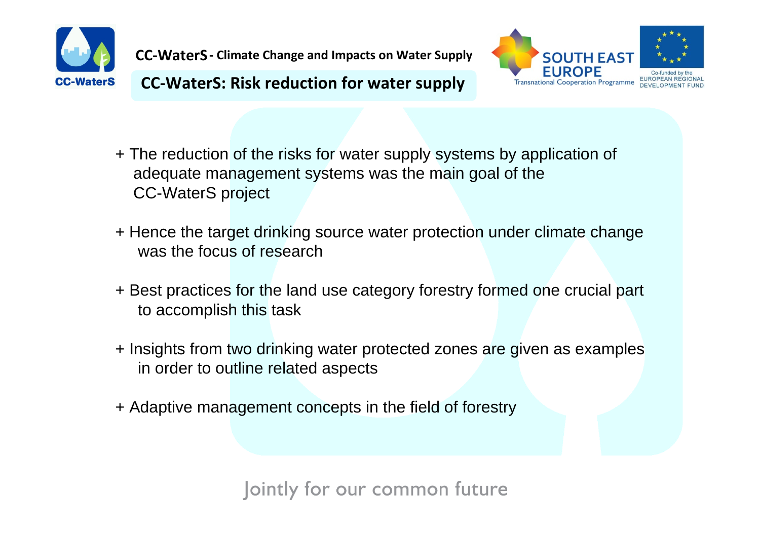## CC-WaterS: Risk reduction for water supply

+ The reduction of the risks for water supply systems by application of adequate management systems was the main goal of the CC-WaterS project

+ Hence the target drinking source water protection under climate change was the focus of research

+ Best practices for the land use category forestry formed one crucial part to accomplish this task

+ Insights from two drinking water protected zones are given as examples in order to outline related aspects

+ Adaptive management concepts in the field of forestry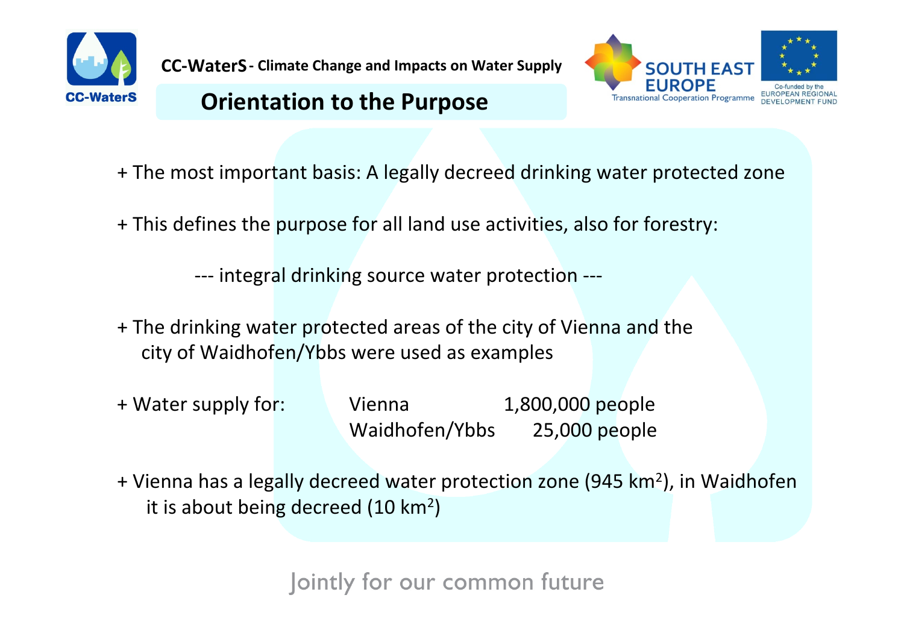CC-WaterS - Climate Change and Impacts on Water Supply

# Orientation to the Purpose

+ The most important basis: A legally decreed drinking water protected zone

+ This defines the purpose for all land use activities, also for forestry:

--- integral drinking source water protection ---

+ The drinking water protected areas of the city of Vienna and the city of Waidhofen/Ybbs were used as examples

+ Water supply for:

| | | |
|---|---|---|
| | Vienna | 1,800,000 people |
| | Waidhofen/Ybbs | 25,000 people |

+ Vienna has a legally decreed water protection zone (945 $km^2$), in Waidhofen it is about being decreed (10 $km^2$)

Jointly for our common future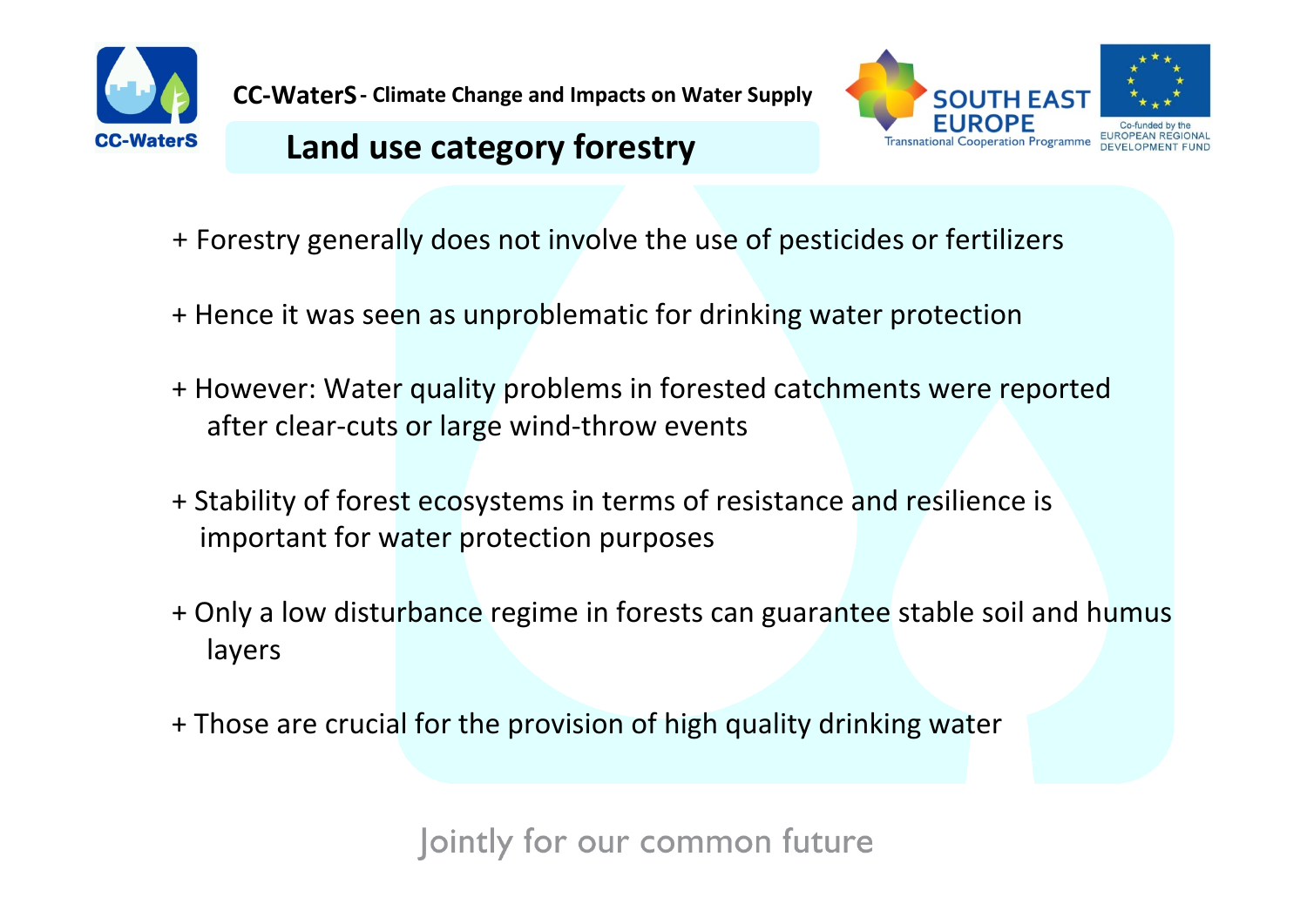# Land use category forestry

+ Forestry generally does not involve the use of pesticides or fertilizers

+ Hence it was seen as unproblematic for drinking water protection

+ However: Water quality problems in forested catchments were reported after clear-cuts or large wind-throw events

+ Stability of forest ecosystems in terms of resistance and resilience is important for water protection purposes

+ Only a low disturbance regime in forests can guarantee stable soil and humus layers

+ Those are crucial for the provision of high quality drinking water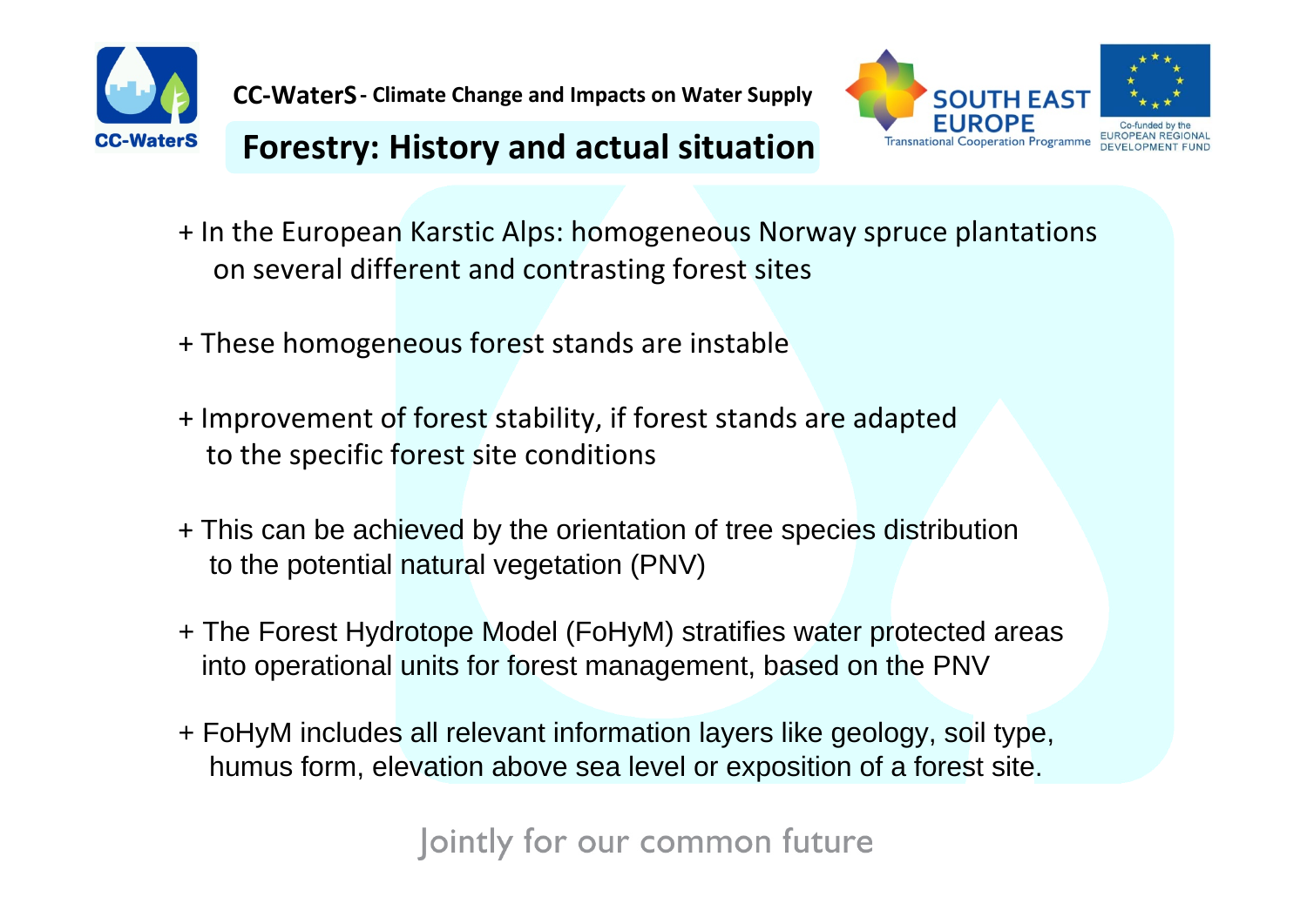# Forestry: History and actual situation

+ In the European Karstic Alps: homogeneous Norway spruce plantations on several different and contrasting forest sites

+ These homogeneous forest stands are instable

+ Improvement of forest stability, if forest stands are adapted to the specific forest site conditions

+ This can be achieved by the orientation of tree species distribution to the potential natural vegetation (PNV)

+ The Forest Hydrotope Model (FoHyM) stratifies water protected areas into operational units for forest management, based on the PNV

+ FoHyM includes all relevant information layers like geology, soil type, humus form, elevation above sea level or exposition of a forest site.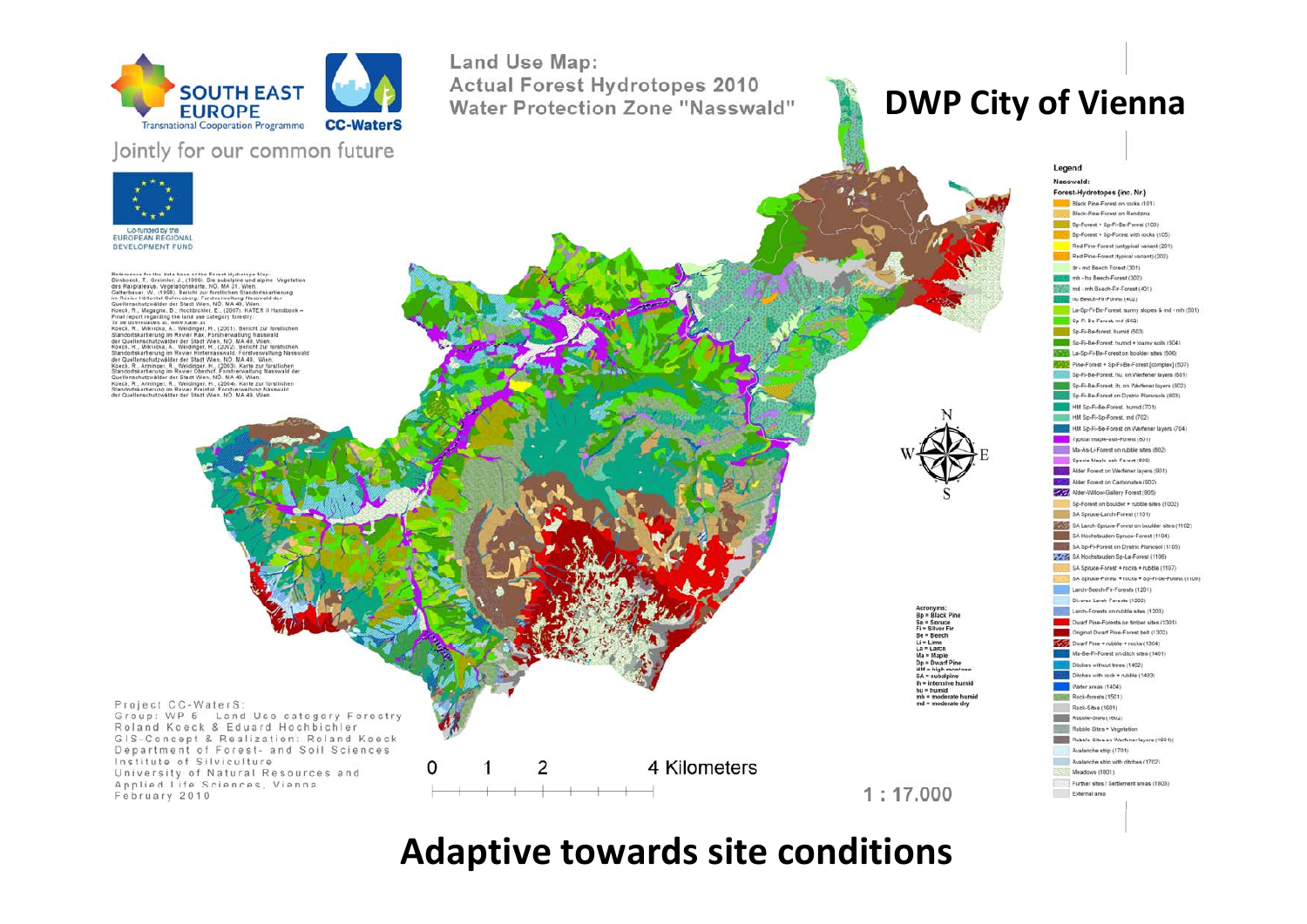# DWP City of Vienna

**Land Use Map: Actual Forest Hydrotopes 2010 Water Protection Zone "Nasswald"**

SOUTH EAST EUROPE Transnational Cooperation Programme

CC-WaterS

Jointly for our common future

Co-funded by the EUROPEAN REGIONAL DEVELOPMENT FUND

Legend

Nasswald:

Forest-Hydrotopes (inc. Nr.)

- Black Pine-Forest on rocks (101)
- Black-Pine-Forest on Rendzina
- Sp-Forest + Sp-Fi-Be-Forest (103)
- Sp-Forest + Sp-Forest with rocks (105)
- Red Pine-Forest (untypical variant) (201)
- Red Pine-Forest (typical variant) (202)
- dry-md Beech Forest (301)
- mh - hu Beech-Forest (302)
- md - mh Beech-Fir-Forest (401)
- hu Beech-Fir-Forest (402)
- La-Sp-Fi-Be-Forest, sunny slopes & md - mh (501)
- Sp-Fi-Be-Forest, md (502)
- Sp-Fi-Be-forest, humid (503)
- Sp-Fi-Be-Forest, humid + loamy soils (504)
- La-Sp-Fi-Be-Forest on boulder sites (506)
- Pine-Forest + Sp-Fi-Be-Forest (complex) (507)
- Sp-Fi-Be-Forest, hu. on Werfener layers (601)
- Sp-Fi-Be-Forest, lh. on Werfener layers (602)
- Sp-Fi-Be-Forest on Dystric Planosols (603)
- HM Sp-Fi-Be-Forest, humid (701)
- HM Sp-Fi-Sp-Forest, md (702)
- HM Sp-Fi-Be-Forest on Werfener layers (704)
- Typical maple-ash-Forest (801)
- Ma-As-Li-Forest on rubble sites (802)
- Specie Maple ash Forest (803)
- Alder Forest on Werfener layers (901)
- Alder Forest on Carbonates (902)
- Alder-Willow-Gallery Forest (905)
- Sp-Forest on boulder + rubble sites (1002)
- SA Spruce-Larch-Forest (1101)
- SA Larch-Spruce-Forest on boulder sites (1102)
- SA Hochstauden Spruce-Forest (1104)
- SA Sp-Fi-Forest on Dystric Planosol (1105)
- SA Hochstauden Sp-La-Forest (1106)
- SA Spruce-Forest + rocks + rubble (1107)
- SA Spruce-Forest + rocks + Sp-Fi-Be-Forest (1108)
- Larch-Beech-Fir-Forests (1201)
- Diverse Larch Forests (1202)
- Larch-Forests on rubble sites (1203)
- Dwarf Pine-Forests on timber sites (1301)
- Original Dwarf Pine-Forest belt (1302)
- Dwarf Pine + rubble + rocks (1304)
- Ma-Be-Fi-Forest on ditch sites (1401)
- Ditches without trees (1402)
- Ditches with rock + rubble (1403)
- Water areas (1404)
- Rock-forests (1501)
- Rock-Sites (1601)
- Rubble-Sites (1602)
- Rubble Sites + Vegetation
- Rubble Sites on Werfener layers (1604)
- Avalanche strip (1701)
- Avalanche strip with ditches (1702)
- Meadows (1801)
- Further sites / settlement areas (1803)
- External area

Acronyms:
Bp = Black Pine
Sp = Spruce
Fi = Silver Fir
Be = Beech
Li = Lime
La = Larch
Ma = Maple
Dp = Dwarf Pine
HM = high montane
SA = subalpine
ih = intensive humid
hu = humid
mh = moderate humid
md = moderate dry

0 1 2 4 Kilometers

1 : 17.000

Project CC-WaterS:
Group: WP 5 Land Use category Forestry
Roland Koeck & Eduard Hochbichler
GIS-Concept & Realization: Roland Koeck
Department of Forest- and Soil Sciences
Institute of Silviculture
University of Natural Resources and Applied Life Sciences, Vienna
February 2010

## Adaptive towards site conditions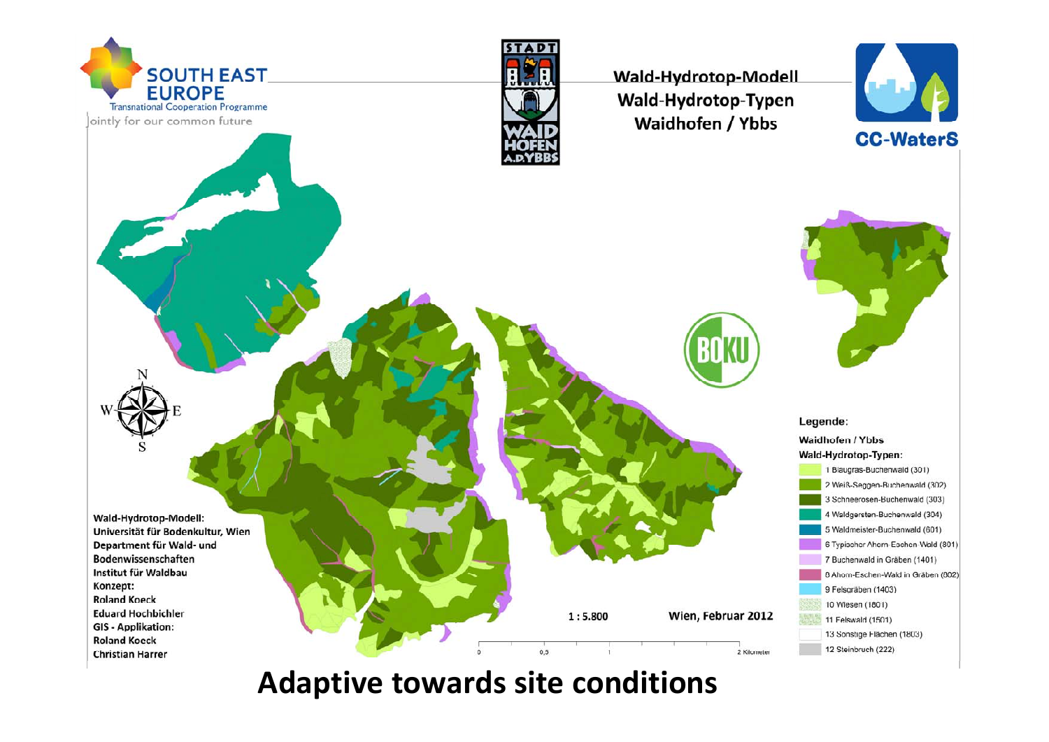SOUTH EAST EUROPE
Transnational Cooperation Programme
Jointly for our common future

# Wald-Hydrotop-Modell
## Wald-Hydrotop-Typen
## Waidhofen / Ybbs

CC-WaterS

**Legende:**

**Waidhofen / Ybbs**

**Wald-Hydrotop-Typen:**

- 1 Blaugras-Buchenwald (301)
- 2 Weiß-Seggen-Buchenwald (302)
- 3 Schneerosen-Buchenwald (303)
- 4 Waldgersten-Buchenwald (304)
- 5 Waldmeister-Buchenwald (601)
- 6 Typischer Ahorn-Eschen Wald (801)
- 7 Buchenwald in Gräben (1401)
- 8 Ahorn-Eschen-Wald in Gräben (802)
- 9 Felsgräben (1403)
- 10 Wiesen (1801)
- 11 Felswald (1501)
- 13 Sonstige Flächen (1803)
- 12 Steinbruch (222)

**Wald-Hydrotop-Modell:**
**Universität für Bodenkultur, Wien**
**Department für Wald- und Bodenwissenschaften**
**Institut für Waldbau**
**Konzept:**
**Roland Koeck**
**Eduard Hochbichler**
**GIS - Applikation:**
**Roland Koeck**
**Christian Harrer**

1 : 5.800

Wien, Februar 2012

0 0,5 1 2 Kilometer

# Adaptive towards site conditions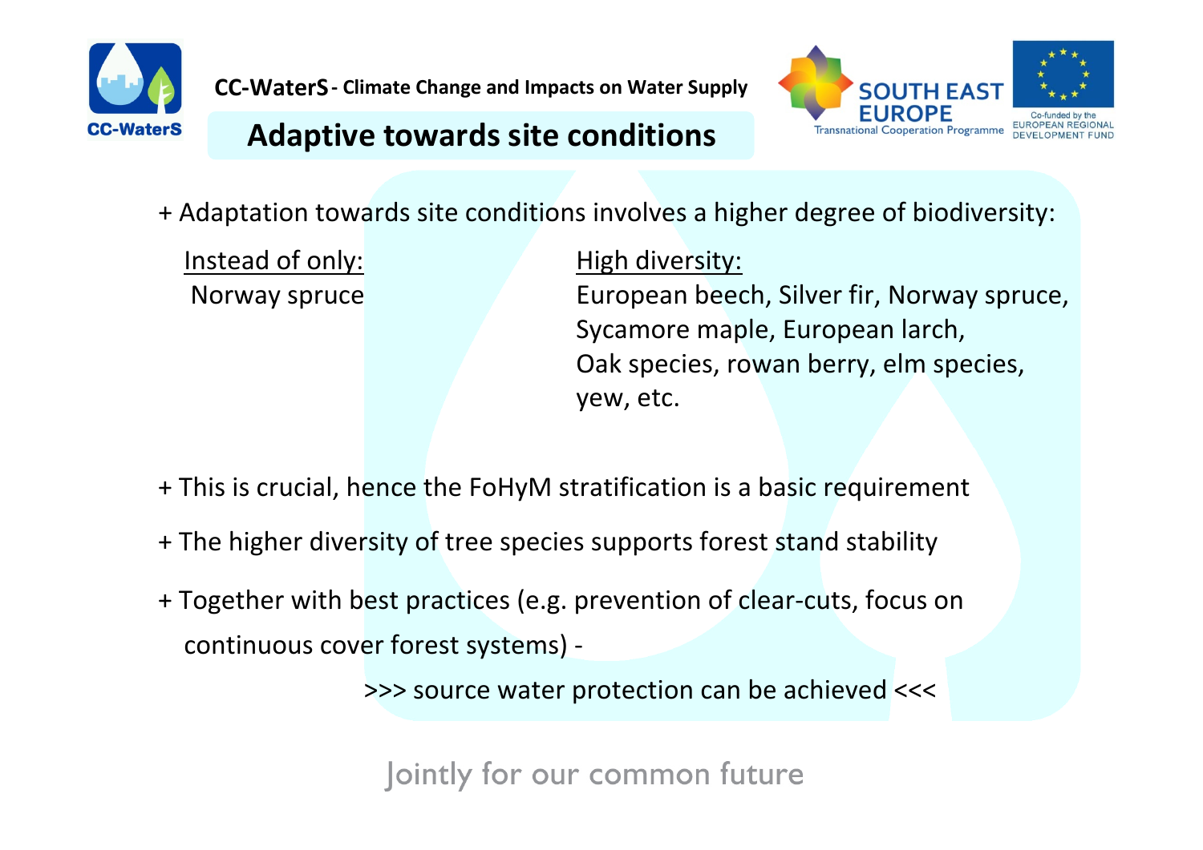## Adaptive towards site conditions

+ Adaptation towards site conditions involves a higher degree of biodiversity:

| Instead of only: | High diversity: |
|---|---|
| Norway spruce | European beech, Silver fir, Norway spruce, Sycamore maple, European larch, Oak species, rowan berry, elm species, yew, etc. |

+ This is crucial, hence the FoHyM stratification is a basic requirement

+ The higher diversity of tree species supports forest stand stability

+ Together with best practices (e.g. prevention of clear-cuts, focus on continuous cover forest systems) -

>>> source water protection can be achieved <<<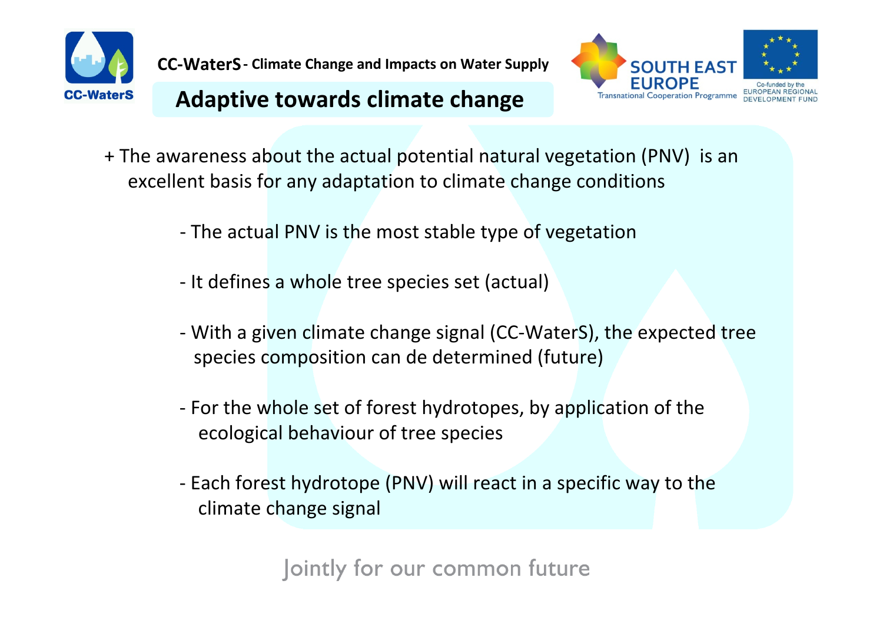## Adaptive towards climate change

+ The awareness about the actual potential natural vegetation (PNV) is an excellent basis for any adaptation to climate change conditions

  - The actual PNV is the most stable type of vegetation
  - It defines a whole tree species set (actual)
  - With a given climate change signal (CC-WaterS), the expected tree species composition can de determined (future)
  - For the whole set of forest hydrotopes, by application of the ecological behaviour of tree species
  - Each forest hydrotope (PNV) will react in a specific way to the climate change signal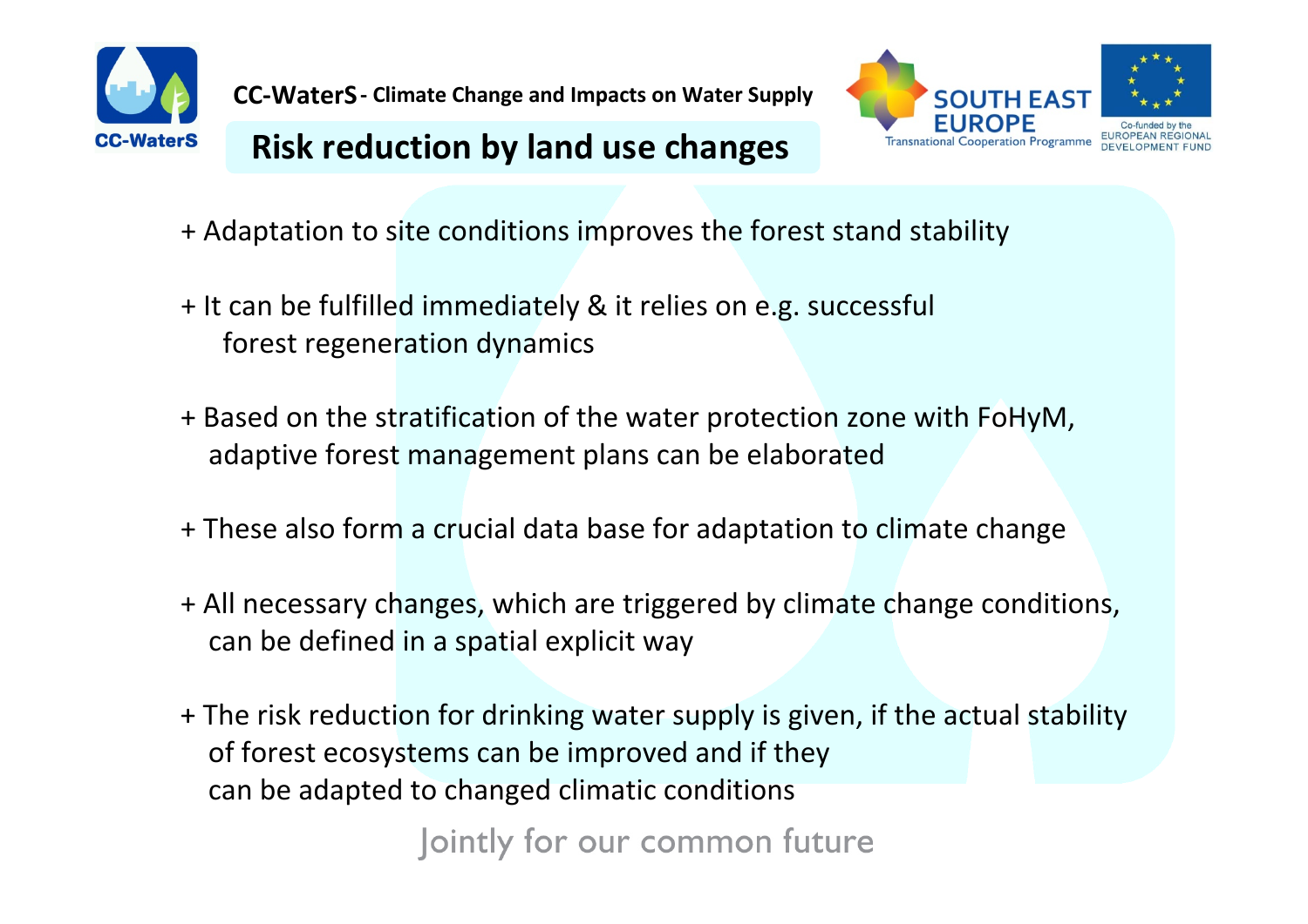CC-WaterS - Climate Change and Impacts on Water Supply

# Risk reduction by land use changes

+ Adaptation to site conditions improves the forest stand stability

+ It can be fulfilled immediately & it relies on e.g. successful forest regeneration dynamics

+ Based on the stratification of the water protection zone with FoHyM, adaptive forest management plans can be elaborated

+ These also form a crucial data base for adaptation to climate change

+ All necessary changes, which are triggered by climate change conditions, can be defined in a spatial explicit way

+ The risk reduction for drinking water supply is given, if the actual stability of forest ecosystems can be improved and if they can be adapted to changed climatic conditions

Jointly for our common future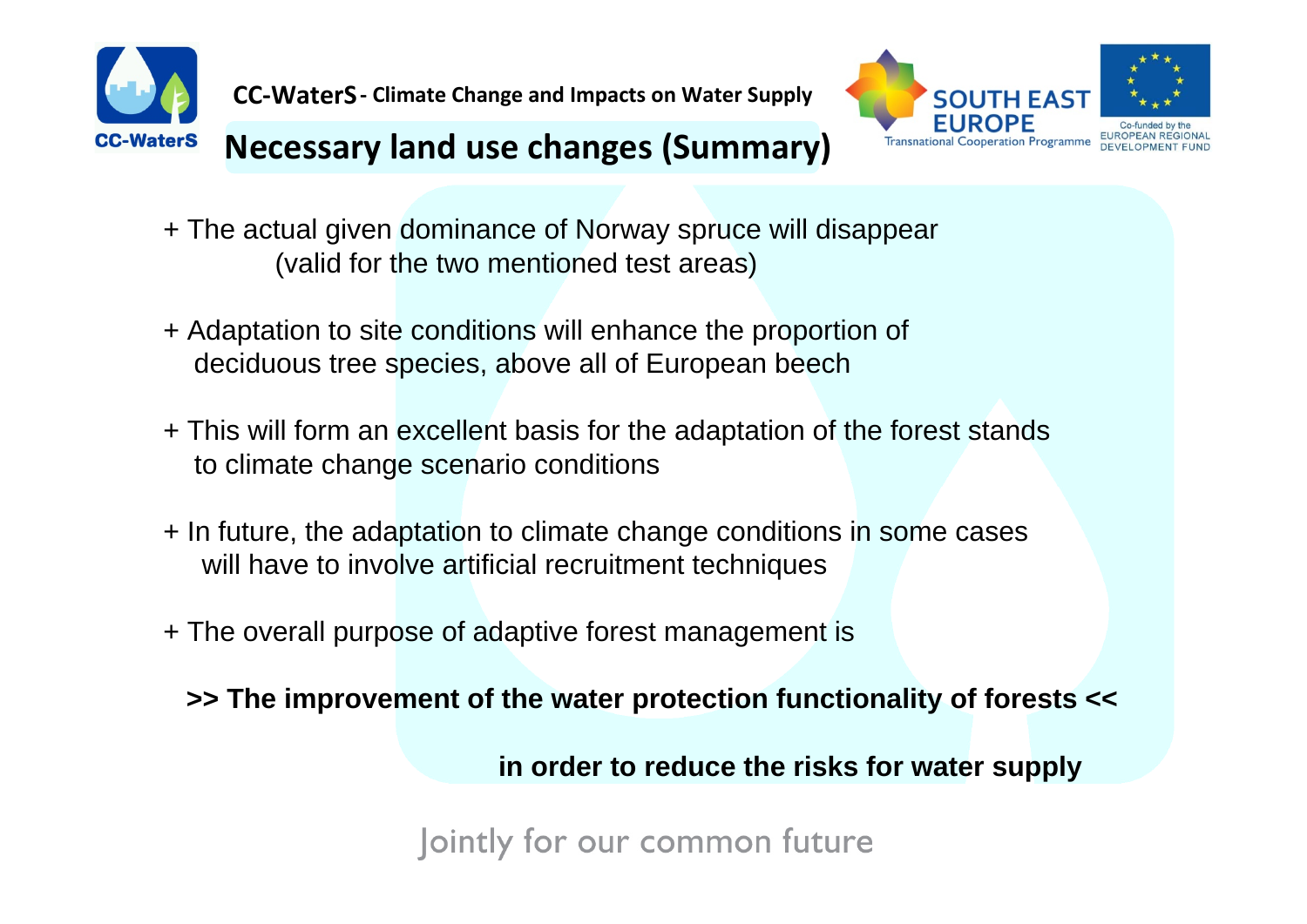# Necessary land use changes (Summary)

+ The actual given dominance of Norway spruce will disappear (valid for the two mentioned test areas)

+ Adaptation to site conditions will enhance the proportion of deciduous tree species, above all of European beech

+ This will form an excellent basis for the adaptation of the forest stands to climate change scenario conditions

+ In future, the adaptation to climate change conditions in some cases will have to involve artificial recruitment techniques

+ The overall purpose of adaptive forest management is

**>> The improvement of the water protection functionality of forests <<**

**in order to reduce the risks for water supply**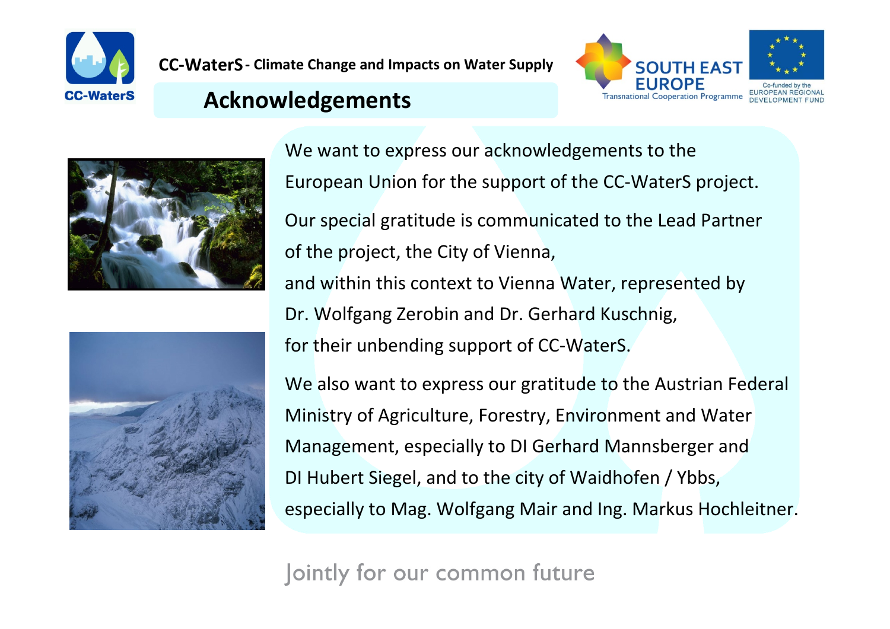# Acknowledgements

We want to express our acknowledgements to the European Union for the support of the CC-WaterS project.

Our special gratitude is communicated to the Lead Partner of the project, the City of Vienna,
and within this context to Vienna Water, represented by Dr. Wolfgang Zerobin and Dr. Gerhard Kuschnig,
for their unbending support of CC-WaterS.

We also want to express our gratitude to the Austrian Federal Ministry of Agriculture, Forestry, Environment and Water Management, especially to DI Gerhard Mannsberger and DI Hubert Siegel, and to the city of Waidhofen / Ybbs, especially to Mag. Wolfgang Mair and Ing. Markus Hochleitner.

Jointly for our common future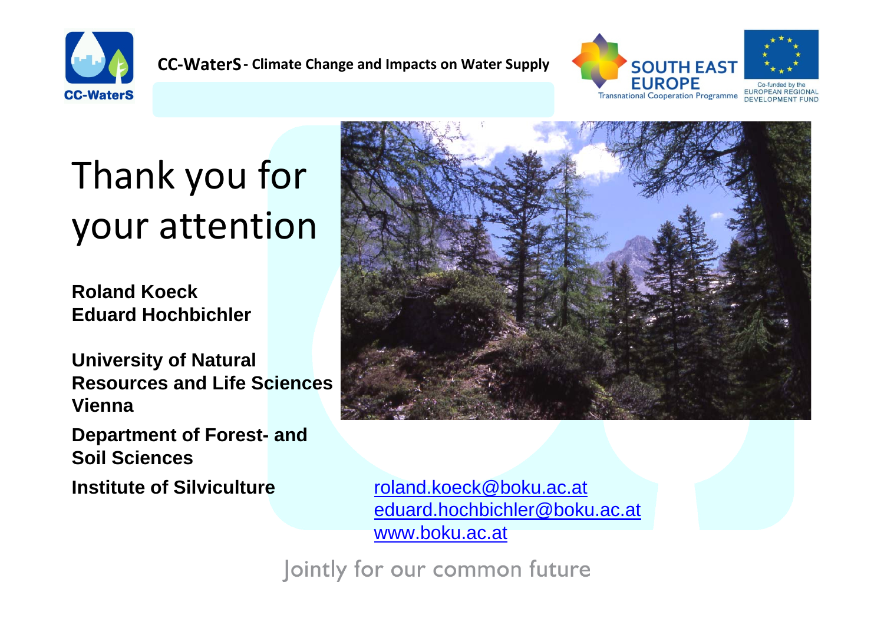# Thank you for your attention

**Roland Koeck**
**Eduard Hochbichler**

**University of Natural Resources and Life Sciences Vienna**

**Department of Forest- and Soil Sciences**

**Institute of Silviculture**

roland.koeck@boku.ac.at
eduard.hochbichler@boku.ac.at
www.boku.ac.at

Jointly for our common future